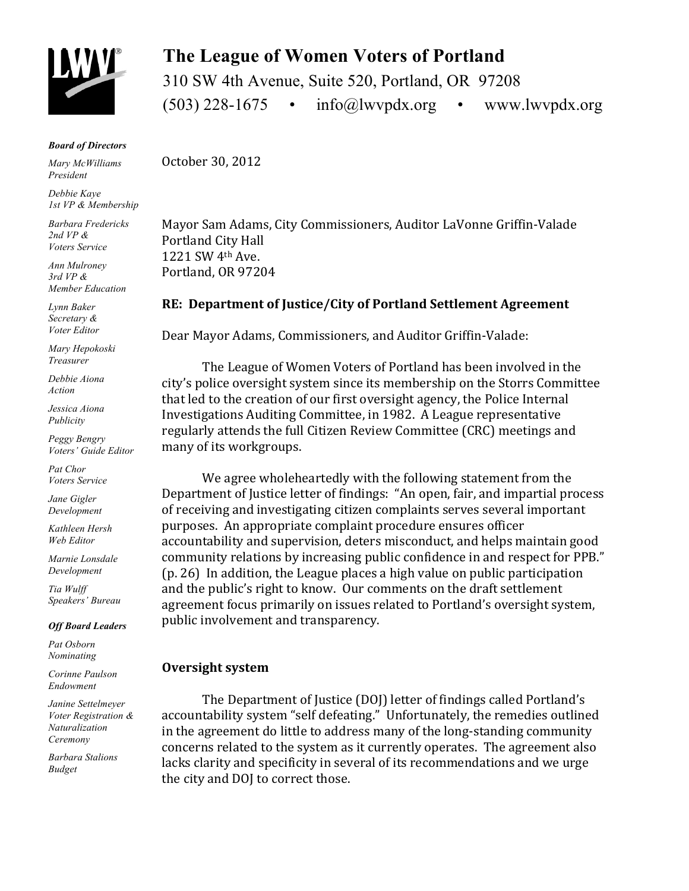# The League of Women Voters of Portland

310 SW 4th Avenue, Suite 520, Portland, OR 97208
(503) 228-1675 • info@lwvpdx.org • www.lwvpdx.org

***Board of Directors***

*Mary McWilliams*
*President*

*Debbie Kaye*
*1st VP & Membership*

*Barbara Fredericks*
*2nd VP &*
*Voters Service*

*Ann Mulroney*
*3rd VP &*
*Member Education*

*Lynn Baker*
*Secretary &*
*Voter Editor*

*Mary Hepokoski*
*Treasurer*

*Debbie Aiona*
*Action*

*Jessica Aiona*
*Publicity*

*Peggy Bengry*
*Voters' Guide Editor*

*Pat Chor*
*Voters Service*

*Jane Gigler*
*Development*

*Kathleen Hersh*
*Web Editor*

*Marnie Lonsdale*
*Development*

*Tia Wulff*
*Speakers' Bureau*

***Off Board Leaders***

*Pat Osborn*
*Nominating*

*Corinne Paulson*
*Endowment*

*Janine Settelmeyer*
*Voter Registration &*
*Naturalization*
*Ceremony*

*Barbara Stalions*
*Budget*

October 30, 2012

Mayor Sam Adams, City Commissioners, Auditor LaVonne Griffin-Valade
Portland City Hall
1221 SW 4th Ave.
Portland, OR 97204

**RE: Department of Justice/City of Portland Settlement Agreement**

Dear Mayor Adams, Commissioners, and Auditor Griffin-Valade:

The League of Women Voters of Portland has been involved in the city's police oversight system since its membership on the Storrs Committee that led to the creation of our first oversight agency, the Police Internal Investigations Auditing Committee, in 1982. A League representative regularly attends the full Citizen Review Committee (CRC) meetings and many of its workgroups.

We agree wholeheartedly with the following statement from the Department of Justice letter of findings: "An open, fair, and impartial process of receiving and investigating citizen complaints serves several important purposes. An appropriate complaint procedure ensures officer accountability and supervision, deters misconduct, and helps maintain good community relations by increasing public confidence in and respect for PPB." (p. 26) In addition, the League places a high value on public participation and the public's right to know. Our comments on the draft settlement agreement focus primarily on issues related to Portland's oversight system, public involvement and transparency.

## Oversight system

The Department of Justice (DOJ) letter of findings called Portland's accountability system "self defeating." Unfortunately, the remedies outlined in the agreement do little to address many of the long-standing community concerns related to the system as it currently operates. The agreement also lacks clarity and specificity in several of its recommendations and we urge the city and DOJ to correct those.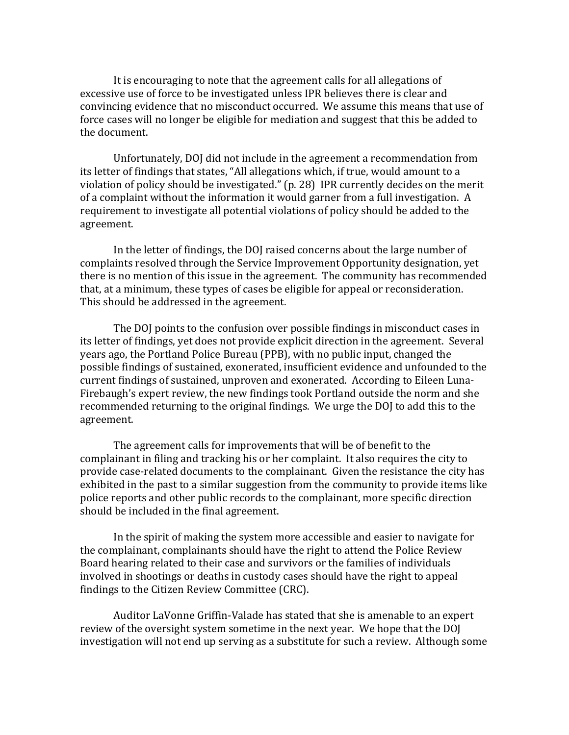It is encouraging to note that the agreement calls for all allegations of excessive use of force to be investigated unless IPR believes there is clear and convincing evidence that no misconduct occurred. We assume this means that use of force cases will no longer be eligible for mediation and suggest that this be added to the document.

Unfortunately, DOJ did not include in the agreement a recommendation from its letter of findings that states, "All allegations which, if true, would amount to a violation of policy should be investigated." (p. 28) IPR currently decides on the merit of a complaint without the information it would garner from a full investigation. A requirement to investigate all potential violations of policy should be added to the agreement.

In the letter of findings, the DOJ raised concerns about the large number of complaints resolved through the Service Improvement Opportunity designation, yet there is no mention of this issue in the agreement. The community has recommended that, at a minimum, these types of cases be eligible for appeal or reconsideration. This should be addressed in the agreement.

The DOJ points to the confusion over possible findings in misconduct cases in its letter of findings, yet does not provide explicit direction in the agreement. Several years ago, the Portland Police Bureau (PPB), with no public input, changed the possible findings of sustained, exonerated, insufficient evidence and unfounded to the current findings of sustained, unproven and exonerated. According to Eileen Luna-Firebaugh's expert review, the new findings took Portland outside the norm and she recommended returning to the original findings. We urge the DOJ to add this to the agreement.

The agreement calls for improvements that will be of benefit to the complainant in filing and tracking his or her complaint. It also requires the city to provide case-related documents to the complainant. Given the resistance the city has exhibited in the past to a similar suggestion from the community to provide items like police reports and other public records to the complainant, more specific direction should be included in the final agreement.

In the spirit of making the system more accessible and easier to navigate for the complainant, complainants should have the right to attend the Police Review Board hearing related to their case and survivors or the families of individuals involved in shootings or deaths in custody cases should have the right to appeal findings to the Citizen Review Committee (CRC).

Auditor LaVonne Griffin-Valade has stated that she is amenable to an expert review of the oversight system sometime in the next year. We hope that the DOJ investigation will not end up serving as a substitute for such a review. Although some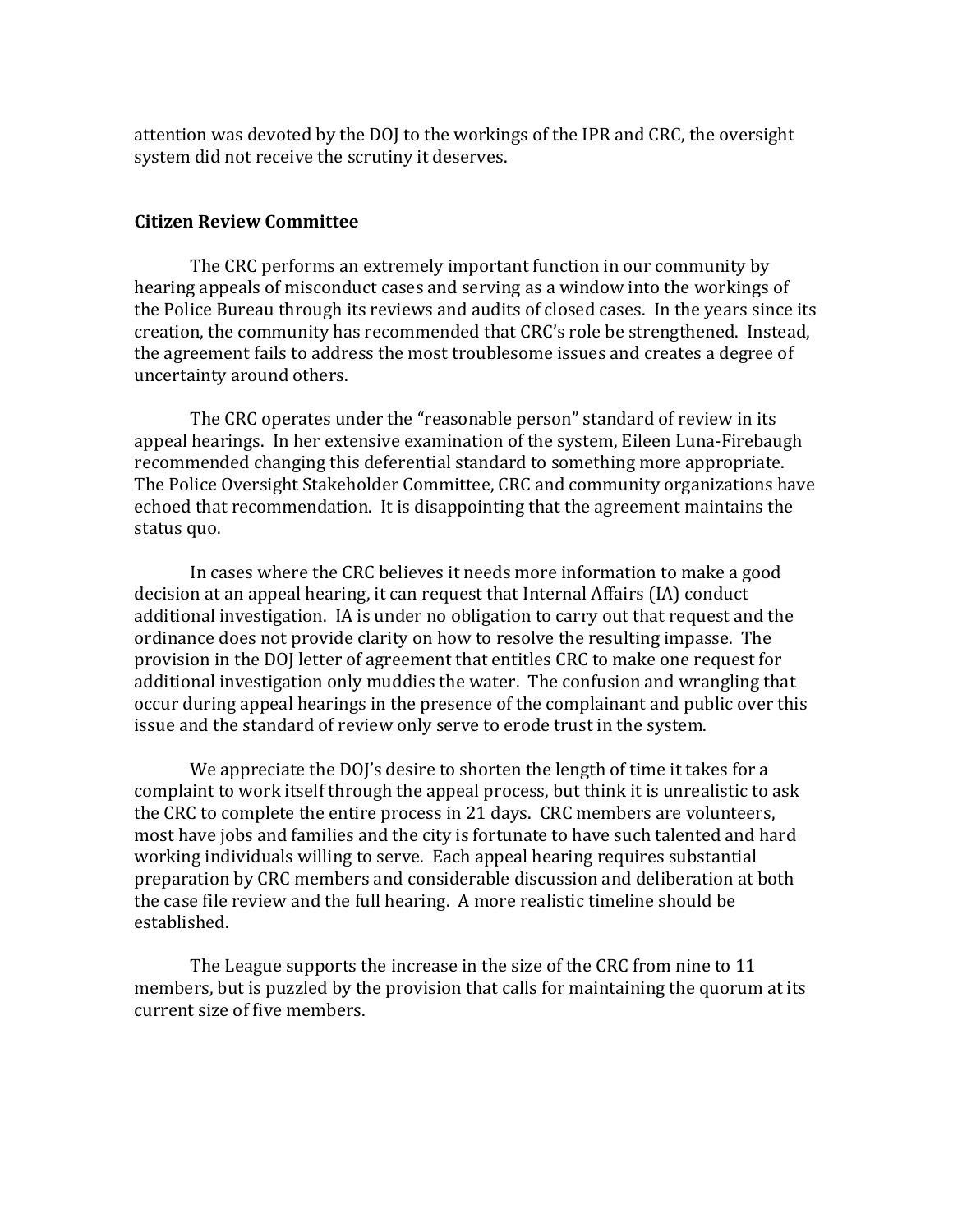attention was devoted by the DOJ to the workings of the IPR and CRC, the oversight system did not receive the scrutiny it deserves.

**Citizen Review Committee**

The CRC performs an extremely important function in our community by hearing appeals of misconduct cases and serving as a window into the workings of the Police Bureau through its reviews and audits of closed cases. In the years since its creation, the community has recommended that CRC's role be strengthened. Instead, the agreement fails to address the most troublesome issues and creates a degree of uncertainty around others.

The CRC operates under the "reasonable person" standard of review in its appeal hearings. In her extensive examination of the system, Eileen Luna-Firebaugh recommended changing this deferential standard to something more appropriate. The Police Oversight Stakeholder Committee, CRC and community organizations have echoed that recommendation. It is disappointing that the agreement maintains the status quo.

In cases where the CRC believes it needs more information to make a good decision at an appeal hearing, it can request that Internal Affairs (IA) conduct additional investigation. IA is under no obligation to carry out that request and the ordinance does not provide clarity on how to resolve the resulting impasse. The provision in the DOJ letter of agreement that entitles CRC to make one request for additional investigation only muddies the water. The confusion and wrangling that occur during appeal hearings in the presence of the complainant and public over this issue and the standard of review only serve to erode trust in the system.

We appreciate the DOJ's desire to shorten the length of time it takes for a complaint to work itself through the appeal process, but think it is unrealistic to ask the CRC to complete the entire process in 21 days. CRC members are volunteers, most have jobs and families and the city is fortunate to have such talented and hard working individuals willing to serve. Each appeal hearing requires substantial preparation by CRC members and considerable discussion and deliberation at both the case file review and the full hearing. A more realistic timeline should be established.

The League supports the increase in the size of the CRC from nine to 11 members, but is puzzled by the provision that calls for maintaining the quorum at its current size of five members.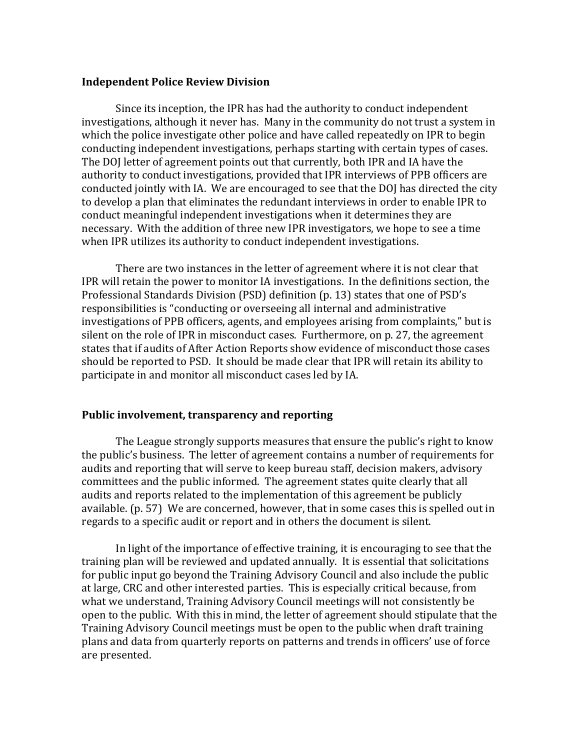**Independent Police Review Division**

Since its inception, the IPR has had the authority to conduct independent investigations, although it never has. Many in the community do not trust a system in which the police investigate other police and have called repeatedly on IPR to begin conducting independent investigations, perhaps starting with certain types of cases. The DOJ letter of agreement points out that currently, both IPR and IA have the authority to conduct investigations, provided that IPR interviews of PPB officers are conducted jointly with IA. We are encouraged to see that the DOJ has directed the city to develop a plan that eliminates the redundant interviews in order to enable IPR to conduct meaningful independent investigations when it determines they are necessary. With the addition of three new IPR investigators, we hope to see a time when IPR utilizes its authority to conduct independent investigations.

There are two instances in the letter of agreement where it is not clear that IPR will retain the power to monitor IA investigations. In the definitions section, the Professional Standards Division (PSD) definition (p. 13) states that one of PSD's responsibilities is "conducting or overseeing all internal and administrative investigations of PPB officers, agents, and employees arising from complaints," but is silent on the role of IPR in misconduct cases. Furthermore, on p. 27, the agreement states that if audits of After Action Reports show evidence of misconduct those cases should be reported to PSD. It should be made clear that IPR will retain its ability to participate in and monitor all misconduct cases led by IA.

**Public involvement, transparency and reporting**

The League strongly supports measures that ensure the public's right to know the public's business. The letter of agreement contains a number of requirements for audits and reporting that will serve to keep bureau staff, decision makers, advisory committees and the public informed. The agreement states quite clearly that all audits and reports related to the implementation of this agreement be publicly available. (p. 57) We are concerned, however, that in some cases this is spelled out in regards to a specific audit or report and in others the document is silent.

In light of the importance of effective training, it is encouraging to see that the training plan will be reviewed and updated annually. It is essential that solicitations for public input go beyond the Training Advisory Council and also include the public at large, CRC and other interested parties. This is especially critical because, from what we understand, Training Advisory Council meetings will not consistently be open to the public. With this in mind, the letter of agreement should stipulate that the Training Advisory Council meetings must be open to the public when draft training plans and data from quarterly reports on patterns and trends in officers' use of force are presented.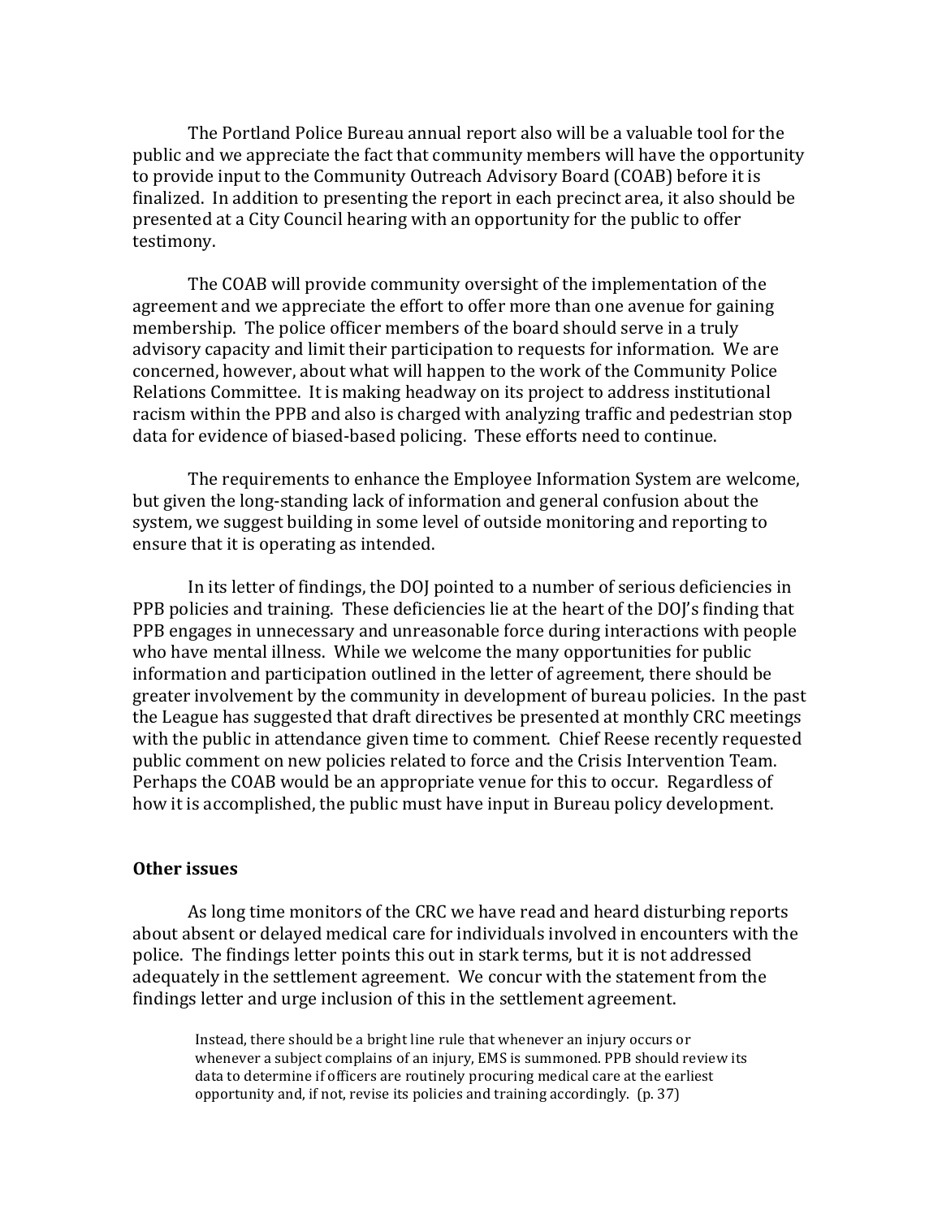The Portland Police Bureau annual report also will be a valuable tool for the public and we appreciate the fact that community members will have the opportunity to provide input to the Community Outreach Advisory Board (COAB) before it is finalized. In addition to presenting the report in each precinct area, it also should be presented at a City Council hearing with an opportunity for the public to offer testimony.

The COAB will provide community oversight of the implementation of the agreement and we appreciate the effort to offer more than one avenue for gaining membership. The police officer members of the board should serve in a truly advisory capacity and limit their participation to requests for information. We are concerned, however, about what will happen to the work of the Community Police Relations Committee. It is making headway on its project to address institutional racism within the PPB and also is charged with analyzing traffic and pedestrian stop data for evidence of biased-based policing. These efforts need to continue.

The requirements to enhance the Employee Information System are welcome, but given the long-standing lack of information and general confusion about the system, we suggest building in some level of outside monitoring and reporting to ensure that it is operating as intended.

In its letter of findings, the DOJ pointed to a number of serious deficiencies in PPB policies and training. These deficiencies lie at the heart of the DOJ's finding that PPB engages in unnecessary and unreasonable force during interactions with people who have mental illness. While we welcome the many opportunities for public information and participation outlined in the letter of agreement, there should be greater involvement by the community in development of bureau policies. In the past the League has suggested that draft directives be presented at monthly CRC meetings with the public in attendance given time to comment. Chief Reese recently requested public comment on new policies related to force and the Crisis Intervention Team. Perhaps the COAB would be an appropriate venue for this to occur. Regardless of how it is accomplished, the public must have input in Bureau policy development.

**Other issues**

As long time monitors of the CRC we have read and heard disturbing reports about absent or delayed medical care for individuals involved in encounters with the police. The findings letter points this out in stark terms, but it is not addressed adequately in the settlement agreement. We concur with the statement from the findings letter and urge inclusion of this in the settlement agreement.

> Instead, there should be a bright line rule that whenever an injury occurs or whenever a subject complains of an injury, EMS is summoned. PPB should review its data to determine if officers are routinely procuring medical care at the earliest opportunity and, if not, revise its policies and training accordingly. (p. 37)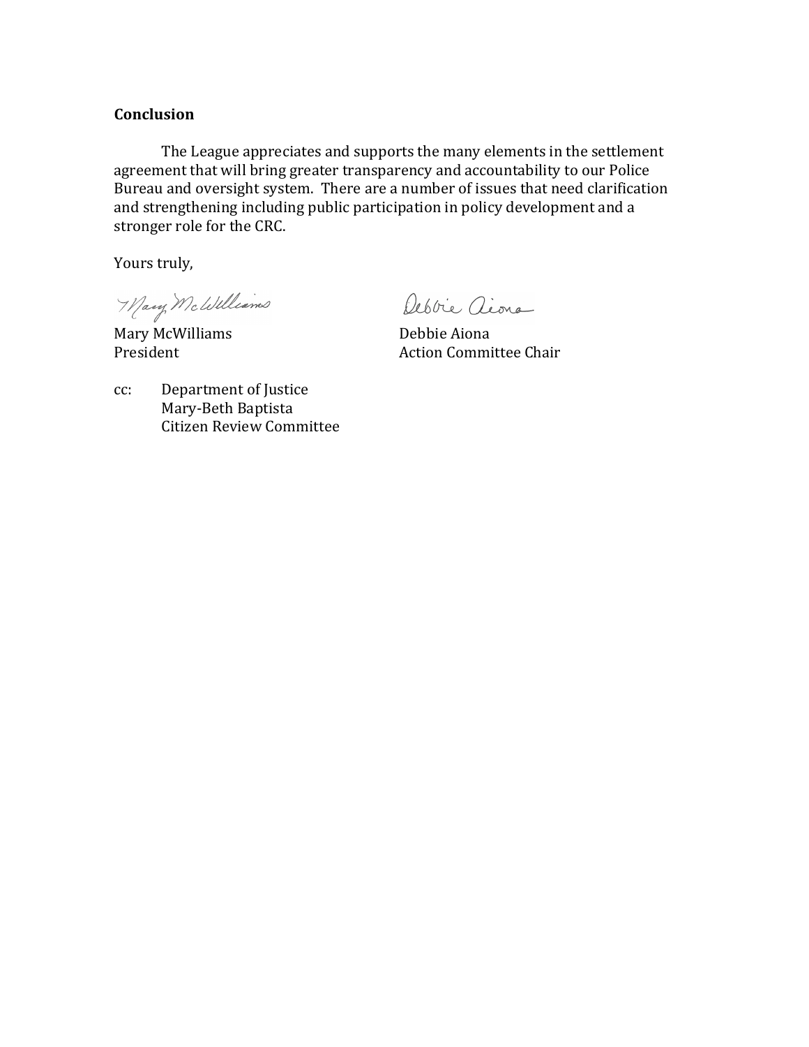**Conclusion**

The League appreciates and supports the many elements in the settlement agreement that will bring greater transparency and accountability to our Police Bureau and oversight system. There are a number of issues that need clarification and strengthening including public participation in policy development and a stronger role for the CRC.

Yours truly,

Mary McWilliams
President

Debbie Aiona
Action Committee Chair

cc: Department of Justice
Mary-Beth Baptista
Citizen Review Committee